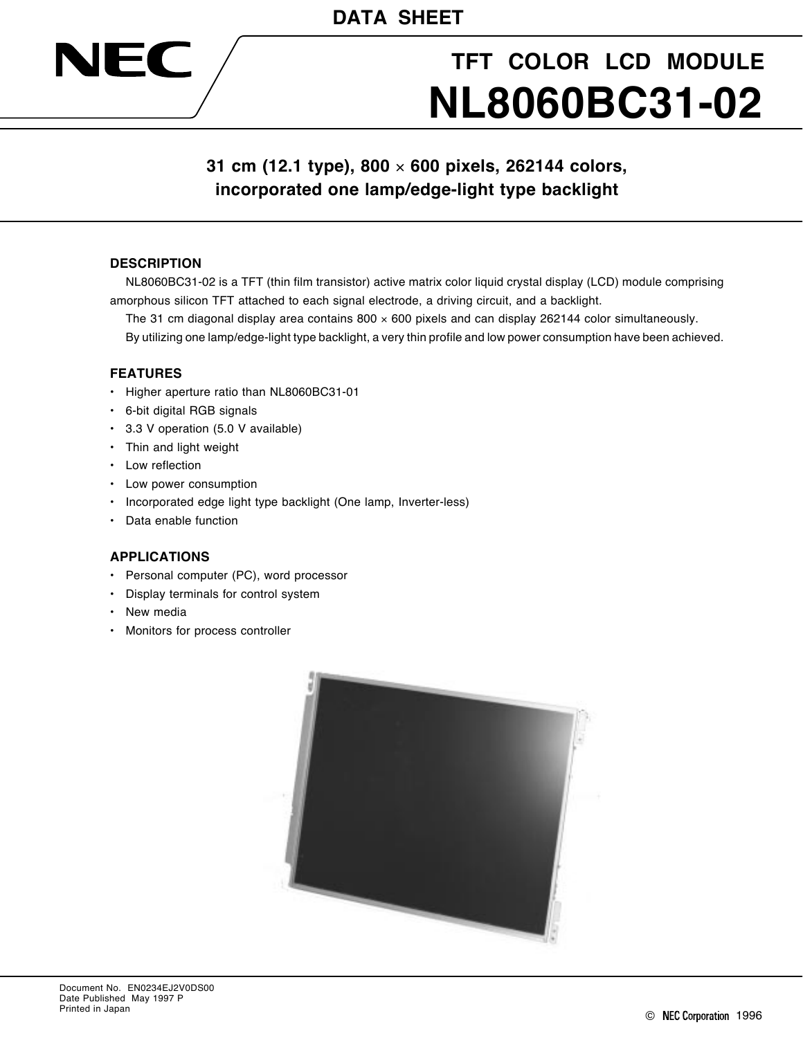DATA SHEET

NEC

# TFT COLOR LCD MODULE
# NL8060BC31-02

**31 cm (12.1 type), 800 × 600 pixels, 262144 colors, incorporated one lamp/edge-light type backlight**

## DESCRIPTION

NL8060BC31-02 is a TFT (thin film transistor) active matrix color liquid crystal display (LCD) module comprising amorphous silicon TFT attached to each signal electrode, a driving circuit, and a backlight.

The 31 cm diagonal display area contains 800 × 600 pixels and can display 262144 color simultaneously.

By utilizing one lamp/edge-light type backlight, a very thin profile and low power consumption have been achieved.

## FEATURES

- Higher aperture ratio than NL8060BC31-01
- 6-bit digital RGB signals
- 3.3 V operation (5.0 V available)
- Thin and light weight
- Low reflection
- Low power consumption
- Incorporated edge light type backlight (One lamp, Inverter-less)
- Data enable function

## APPLICATIONS

- Personal computer (PC), word processor
- Display terminals for control system
- New media
- Monitors for process controller

Document No. EN0234EJ2V0DS00
Date Published May 1997 P
Printed in Japan

© NEC Corporation 1996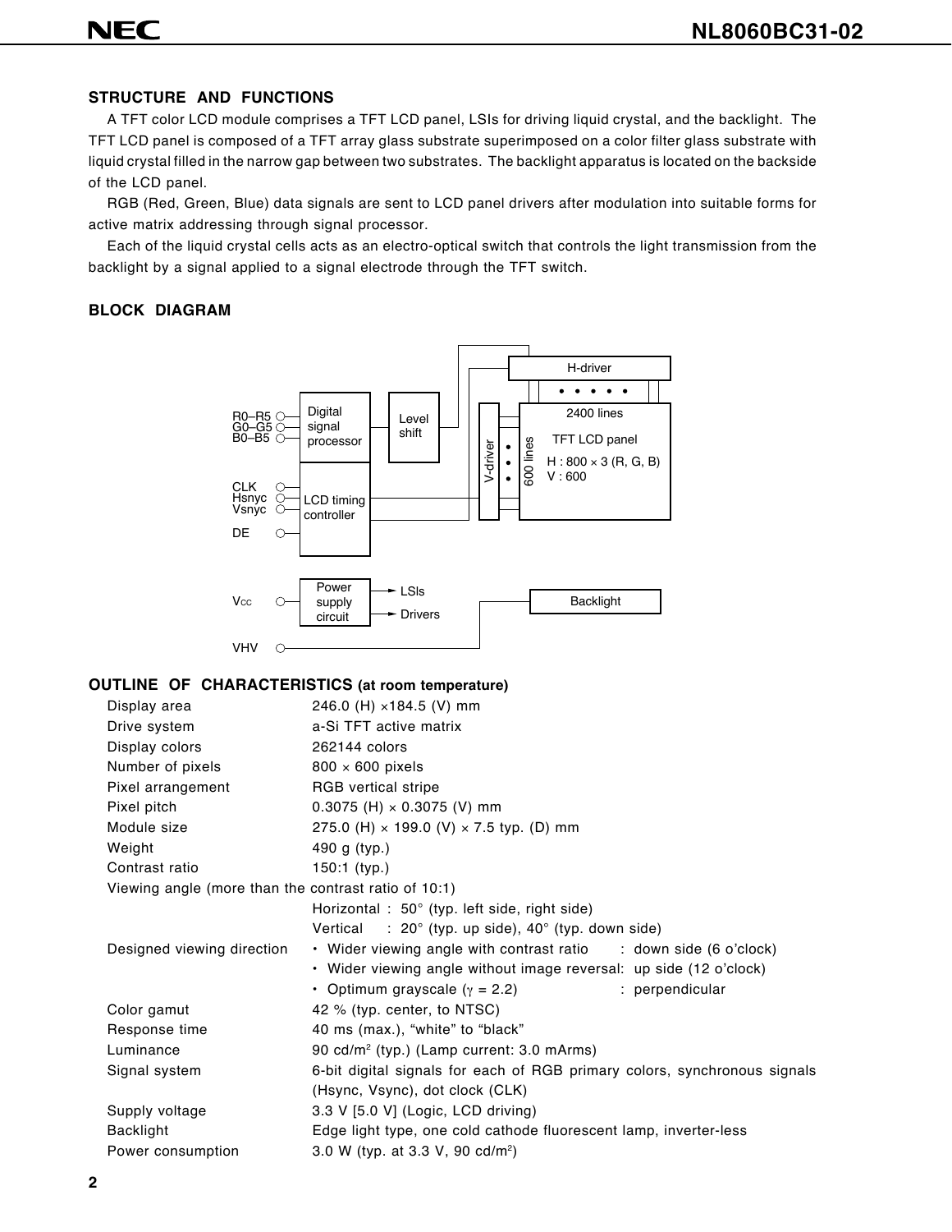## STRUCTURE AND FUNCTIONS

A TFT color LCD module comprises a TFT LCD panel, LSIs for driving liquid crystal, and the backlight. The TFT LCD panel is composed of a TFT array glass substrate superimposed on a color filter glass substrate with liquid crystal filled in the narrow gap between two substrates. The backlight apparatus is located on the backside of the LCD panel.

RGB (Red, Green, Blue) data signals are sent to LCD panel drivers after modulation into suitable forms for active matrix addressing through signal processor.

Each of the liquid crystal cells acts as an electro-optical switch that controls the light transmission from the backlight by a signal applied to a signal electrode through the TFT switch.

## BLOCK DIAGRAM

R0–R5
G0–G5
B0–B5
Digital signal processor
Level shift
H-driver
2400 lines
V-driver
600 lines
TFT LCD panel
H : 800 × 3 (R, G, B)
V : 600
CLK
Hsnyc
Vsnyc
DE
LCD timing controller
$V_{CC}$
Power supply circuit
LSIs
Drivers
Backlight
VHV

## OUTLINE OF CHARACTERISTICS (at room temperature)

| | |
|---|---|
| Display area | 246.0 (H) ×184.5 (V) mm |
| Drive system | a-Si TFT active matrix |
| Display colors | 262144 colors |
| Number of pixels | 800 × 600 pixels |
| Pixel arrangement | RGB vertical stripe |
| Pixel pitch | 0.3075 (H) × 0.3075 (V) mm |
| Module size | 275.0 (H) × 199.0 (V) × 7.5 typ. (D) mm |
| Weight | 490 g (typ.) |
| Contrast ratio | 150:1 (typ.) |
| Viewing angle (more than the contrast ratio of 10:1) | |
| | Horizontal : 50° (typ. left side, right side) |
| | Vertical : 20° (typ. up side), 40° (typ. down side) |
| Designed viewing direction | • Wider viewing angle with contrast ratio : down side (6 o'clock) |
| | • Wider viewing angle without image reversal: up side (12 o'clock) |
| | • Optimum grayscale ($\gamma$ = 2.2) : perpendicular |
| Color gamut | 42 % (typ. center, to NTSC) |
| Response time | 40 ms (max.), "white" to "black" |
| Luminance | 90 cd/m$^2$ (typ.) (Lamp current: 3.0 mArms) |
| Signal system | 6-bit digital signals for each of RGB primary colors, synchronous signals (Hsync, Vsync), dot clock (CLK) |
| Supply voltage | 3.3 V [5.0 V] (Logic, LCD driving) |
| Backlight | Edge light type, one cold cathode fluorescent lamp, inverter-less |
| Power consumption | 3.0 W (typ. at 3.3 V, 90 cd/m$^2$) |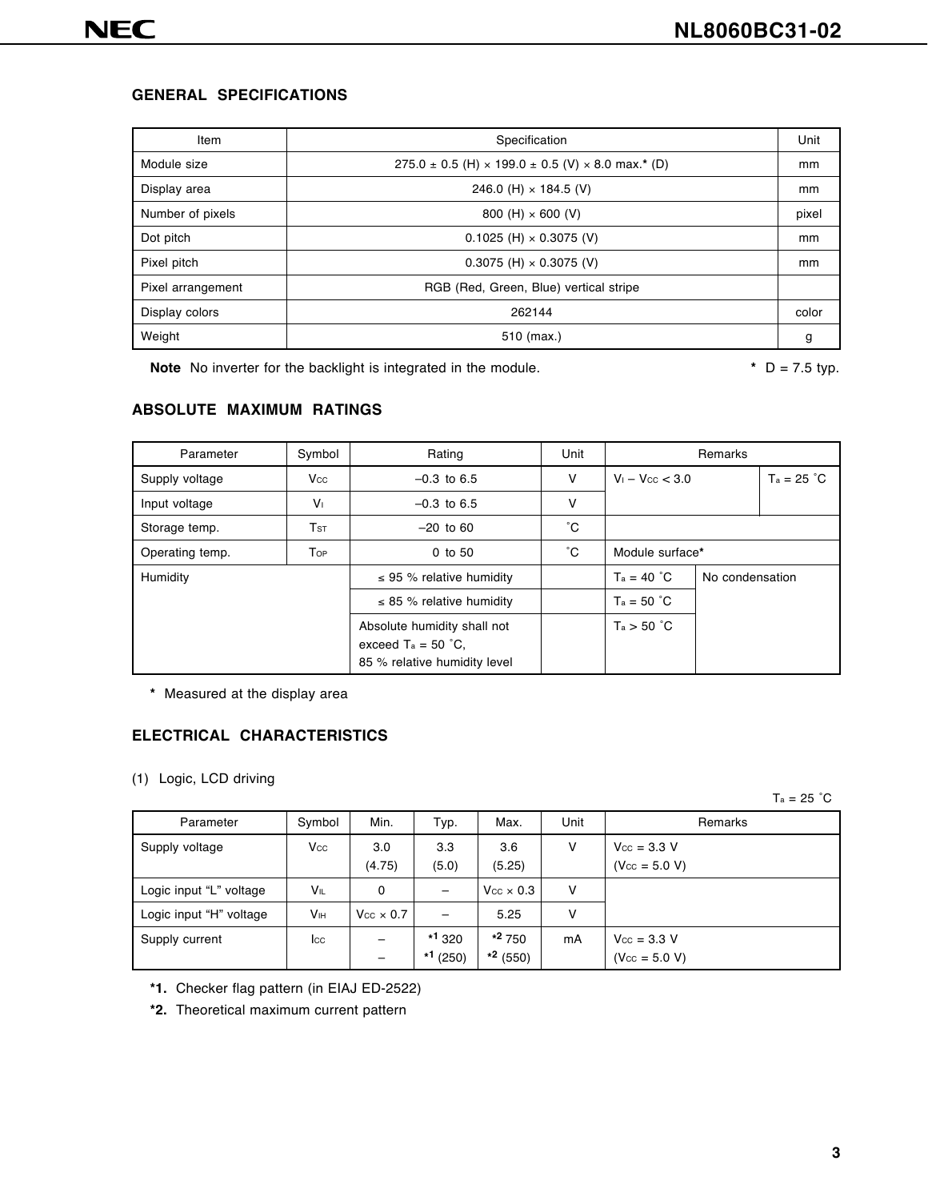## GENERAL SPECIFICATIONS

| Item | Specification | Unit |
|---|---|---|
| Module size | 275.0 ± 0.5 (H) × 199.0 ± 0.5 (V) × 8.0 max.* (D) | mm |
| Display area | 246.0 (H) × 184.5 (V) | mm |
| Number of pixels | 800 (H) × 600 (V) | pixel |
| Dot pitch | 0.1025 (H) × 0.3075 (V) | mm |
| Pixel pitch | 0.3075 (H) × 0.3075 (V) | mm |
| Pixel arrangement | RGB (Red, Green, Blue) vertical stripe | |
| Display colors | 262144 | color |
| Weight | 510 (max.) | g |

**Note** No inverter for the backlight is integrated in the module.

\* D = 7.5 typ.

## ABSOLUTE MAXIMUM RATINGS

| Parameter | Symbol | Rating | Unit | Remarks | | |
|---|---|---|---|---|---|---|
| Supply voltage | $V_{CC}$ | –0.3 to 6.5 | V | $V_I - V_{CC} < 3.0$ | | $T_a$ = 25 ˚C |
| Input voltage | $V_I$ | –0.3 to 6.5 | V | | | |
| Storage temp. | $T_{ST}$ | –20 to 60 | ˚C | | | |
| Operating temp. | $T_{OP}$ | 0 to 50 | ˚C | Module surface* | | |
| Humidity | | ≤ 95 % relative humidity | | $T_a$ = 40 ˚C | No condensation | |
| | | ≤ 85 % relative humidity | | $T_a$ = 50 ˚C | | |
| | | Absolute humidity shall not exceed $T_a$ = 50 ˚C, 85 % relative humidity level | | $T_a$ > 50 ˚C | | |

\* Measured at the display area

## ELECTRICAL CHARACTERISTICS

(1) Logic, LCD driving

$T_a$ = 25 ˚C

| Parameter | Symbol | Min. | Typ. | Max. | Unit | Remarks |
|---|---|---|---|---|---|---|
| Supply voltage | $V_{CC}$ | 3.0 (4.75) | 3.3 (5.0) | 3.6 (5.25) | V | $V_{CC}$ = 3.3 V ($V_{CC}$ = 5.0 V) |
| Logic input "L" voltage | $V_{IL}$ | 0 | – | $V_{CC}$ × 0.3 | V | |
| Logic input "H" voltage | $V_{IH}$ | $V_{CC}$ × 0.7 | – | 5.25 | V | |
| Supply current | $I_{CC}$ | – – | *1 320 *1 (250) | *2 750 *2 (550) | mA | $V_{CC}$ = 3.3 V ($V_{CC}$ = 5.0 V) |

**\*1.** Checker flag pattern (in EIAJ ED-2522)

**\*2.** Theoretical maximum current pattern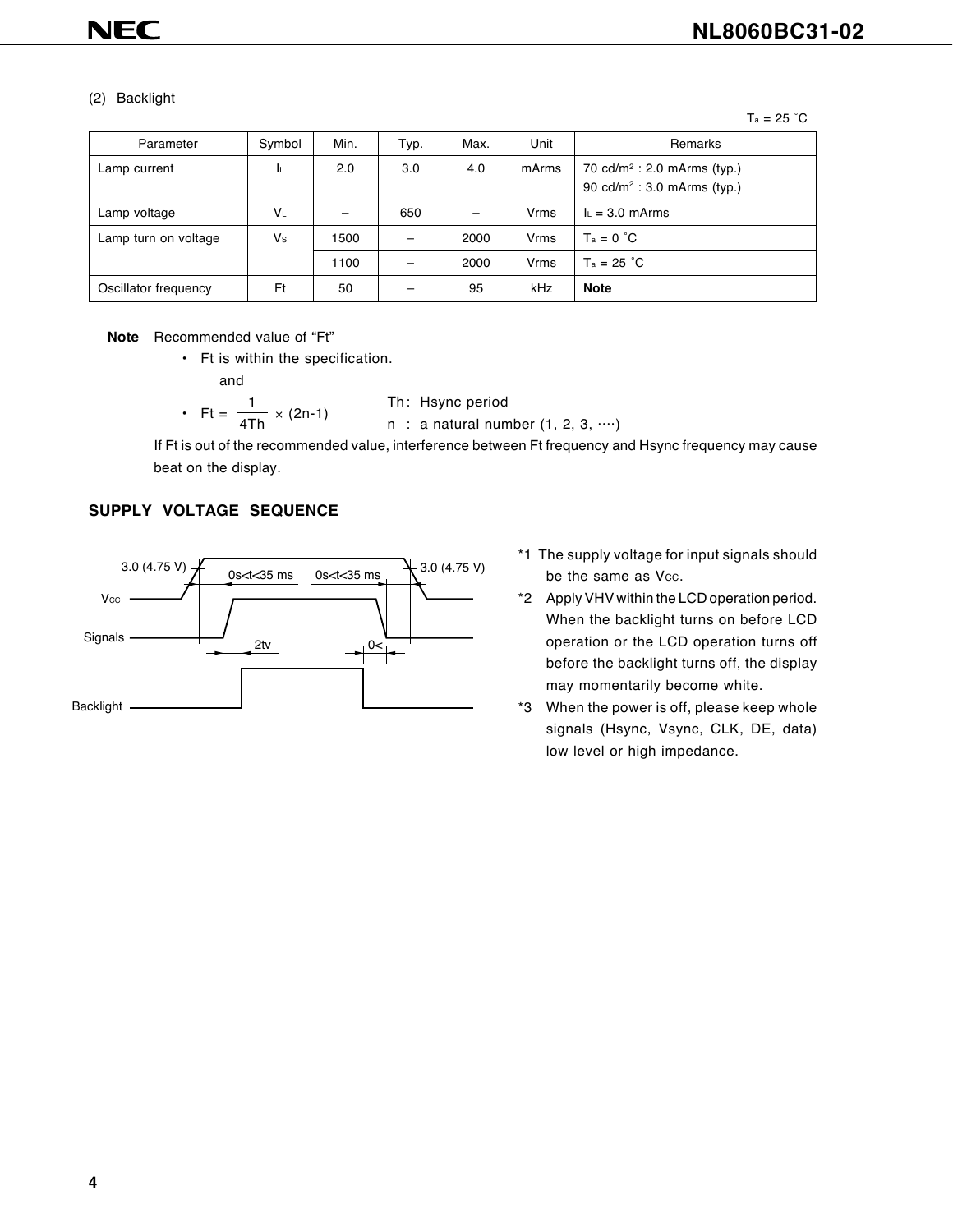(2) Backlight

$T_a$ = 25 °C

| Parameter | Symbol | Min. | Typ. | Max. | Unit | Remarks |
| --- | --- | --- | --- | --- | --- | --- |
| Lamp current | $I_L$ | 2.0 | 3.0 | 4.0 | mArms | 70 cd/m² : 2.0 mArms (typ.)<br>90 cd/m² : 3.0 mArms (typ.) |
| Lamp voltage | $V_L$ | – | 650 | – | Vrms | $I_L$ = 3.0 mArms |
| Lamp turn on voltage | $V_S$ | 1500 | – | 2000 | Vrms | $T_a$ = 0 °C |
| | | 1100 | – | 2000 | Vrms | $T_a$ = 25 °C |
| Oscillator frequency | Ft | 50 | – | 95 | kHz | **Note** |

**Note** Recommended value of "Ft"

- Ft is within the specification.

  and

- $Ft = \frac{1}{4Th} \times (2n-1)$

  Th: Hsync period
  n : a natural number (1, 2, 3, ····)

If Ft is out of the recommended value, interference between Ft frequency and Hsync frequency may cause beat on the display.

## SUPPLY VOLTAGE SEQUENCE

Vcc: 3.0 (4.75 V) — 0s<t<35 ms — 0s<t<35 ms — 3.0 (4.75 V)
Signals
Backlight: 2tv — 0<

*1 The supply voltage for input signals should be the same as $V_{CC}$.

*2 Apply VHV within the LCD operation period. When the backlight turns on before LCD operation or the LCD operation turns off before the backlight turns off, the display may momentarily become white.

*3 When the power is off, please keep whole signals (Hsync, Vsync, CLK, DE, data) low level or high impedance.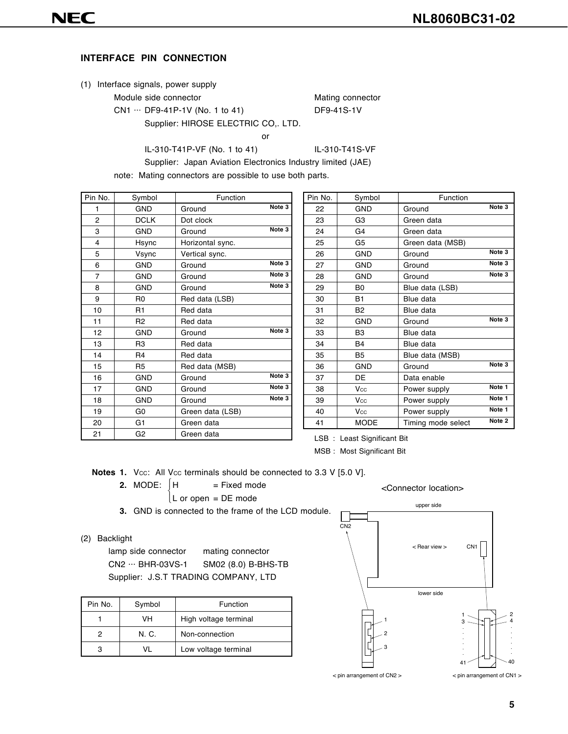## INTERFACE PIN CONNECTION

(1) Interface signals, power supply

| Module side connector | Mating connector |
|---|---|
| CN1 ··· DF9-41P-1V (No. 1 to 41) | DF9-41S-1V |
| Supplier: HIROSE ELECTRIC CO,. LTD. | |
| or | |
| IL-310-T41P-VF (No. 1 to 41) | IL-310-T41S-VF |
| Supplier: Japan Aviation Electronics Industry limited (JAE) | |

note: Mating connectors are possible to use both parts.

| Pin No. | Symbol | Function | |
|---|---|---|---|
| 1 | GND | Ground | Note 3 |
| 2 | DCLK | Dot clock | |
| 3 | GND | Ground | Note 3 |
| 4 | Hsync | Horizontal sync. | |
| 5 | Vsync | Vertical sync. | |
| 6 | GND | Ground | Note 3 |
| 7 | GND | Ground | Note 3 |
| 8 | GND | Ground | Note 3 |
| 9 | R0 | Red data (LSB) | |
| 10 | R1 | Red data | |
| 11 | R2 | Red data | |
| 12 | GND | Ground | Note 3 |
| 13 | R3 | Red data | |
| 14 | R4 | Red data | |
| 15 | R5 | Red data (MSB) | |
| 16 | GND | Ground | Note 3 |
| 17 | GND | Ground | Note 3 |
| 18 | GND | Ground | Note 3 |
| 19 | G0 | Green data (LSB) | |
| 20 | G1 | Green data | |
| 21 | G2 | Green data | |
| 22 | GND | Ground | Note 3 |
| 23 | G3 | Green data | |
| 24 | G4 | Green data | |
| 25 | G5 | Green data (MSB) | |
| 26 | GND | Ground | Note 3 |
| 27 | GND | Ground | Note 3 |
| 28 | GND | Ground | Note 3 |
| 29 | B0 | Blue data (LSB) | |
| 30 | B1 | Blue data | |
| 31 | B2 | Blue data | |
| 32 | GND | Ground | Note 3 |
| 33 | B3 | Blue data | |
| 34 | B4 | Blue data | |
| 35 | B5 | Blue data (MSB) | |
| 36 | GND | Ground | Note 3 |
| 37 | DE | Data enable | |
| 38 | $V_{CC}$ | Power supply | Note 1 |
| 39 | $V_{CC}$ | Power supply | Note 1 |
| 40 | $V_{CC}$ | Power supply | Note 1 |
| 41 | MODE | Timing mode select | Note 2 |

LSB : Least Significant Bit
MSB : Most Significant Bit

**Notes 1.** $V_{CC}$: All $V_{CC}$ terminals should be connected to 3.3 V [5.0 V].

**2.** MODE: H = Fixed mode; L or open = DE mode

**3.** GND is connected to the frame of the LCD module.

(2) Backlight

| lamp side connector | mating connector |
|---|---|
| CN2 ··· BHR-03VS-1 | SM02 (8.0) B-BHS-TB |

Supplier: J.S.T TRADING COMPANY, LTD

| Pin No. | Symbol | Function |
|---|---|---|
| 1 | VH | High voltage terminal |
| 2 | N. C. | Non-connection |
| 3 | VL | Low voltage terminal |

<Connector location>

upper side

CN2

< Rear view > CN1

lower side

1 2 3

1 3 · · · 41 / 2 4 · · · 40

< pin arrangement of CN2 >    < pin arrangement of CN1 >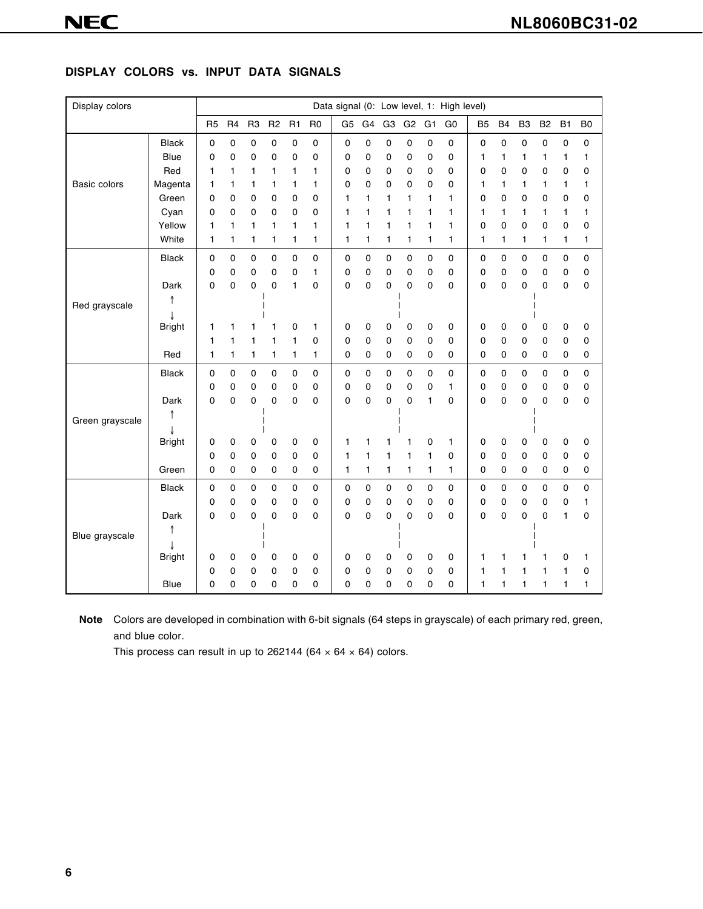## DISPLAY COLORS vs. INPUT DATA SIGNALS

| Display colors | | R5 | R4 | R3 | R2 | R1 | R0 | G5 | G4 | G3 | G2 | G1 | G0 | B5 | B4 | B3 | B2 | B1 | B0 |
|---|---|---|---|---|---|---|---|---|---|---|---|---|---|---|---|---|---|---|---|
| | | Data signal (0: Low level, 1: High level) | | | | | | | | | | | | | | | | | |
| Basic colors | Black | 0 | 0 | 0 | 0 | 0 | 0 | 0 | 0 | 0 | 0 | 0 | 0 | 0 | 0 | 0 | 0 | 0 | 0 |
| | Blue | 0 | 0 | 0 | 0 | 0 | 0 | 0 | 0 | 0 | 0 | 0 | 0 | 1 | 1 | 1 | 1 | 1 | 1 |
| | Red | 1 | 1 | 1 | 1 | 1 | 1 | 0 | 0 | 0 | 0 | 0 | 0 | 0 | 0 | 0 | 0 | 0 | 0 |
| | Magenta | 1 | 1 | 1 | 1 | 1 | 1 | 0 | 0 | 0 | 0 | 0 | 0 | 1 | 1 | 1 | 1 | 1 | 1 |
| | Green | 0 | 0 | 0 | 0 | 0 | 0 | 1 | 1 | 1 | 1 | 1 | 1 | 0 | 0 | 0 | 0 | 0 | 0 |
| | Cyan | 0 | 0 | 0 | 0 | 0 | 0 | 1 | 1 | 1 | 1 | 1 | 1 | 1 | 1 | 1 | 1 | 1 | 1 |
| | Yellow | 1 | 1 | 1 | 1 | 1 | 1 | 1 | 1 | 1 | 1 | 1 | 1 | 0 | 0 | 0 | 0 | 0 | 0 |
| | White | 1 | 1 | 1 | 1 | 1 | 1 | 1 | 1 | 1 | 1 | 1 | 1 | 1 | 1 | 1 | 1 | 1 | 1 |
| Red grayscale | Black | 0 | 0 | 0 | 0 | 0 | 0 | 0 | 0 | 0 | 0 | 0 | 0 | 0 | 0 | 0 | 0 | 0 | 0 |
| | | 0 | 0 | 0 | 0 | 0 | 1 | 0 | 0 | 0 | 0 | 0 | 0 | 0 | 0 | 0 | 0 | 0 | 0 |
| | Dark | 0 | 0 | 0 | 0 | 1 | 0 | 0 | 0 | 0 | 0 | 0 | 0 | 0 | 0 | 0 | 0 | 0 | 0 |
| | ↑ ↓ | | | \| | | | | | | \| | | | | | | \| | | | |
| | Bright | 1 | 1 | 1 | 1 | 0 | 1 | 0 | 0 | 0 | 0 | 0 | 0 | 0 | 0 | 0 | 0 | 0 | 0 |
| | | 1 | 1 | 1 | 1 | 1 | 0 | 0 | 0 | 0 | 0 | 0 | 0 | 0 | 0 | 0 | 0 | 0 | 0 |
| | Red | 1 | 1 | 1 | 1 | 1 | 1 | 0 | 0 | 0 | 0 | 0 | 0 | 0 | 0 | 0 | 0 | 0 | 0 |
| Green grayscale | Black | 0 | 0 | 0 | 0 | 0 | 0 | 0 | 0 | 0 | 0 | 0 | 0 | 0 | 0 | 0 | 0 | 0 | 0 |
| | | 0 | 0 | 0 | 0 | 0 | 0 | 0 | 0 | 0 | 0 | 0 | 1 | 0 | 0 | 0 | 0 | 0 | 0 |
| | Dark | 0 | 0 | 0 | 0 | 0 | 0 | 0 | 0 | 0 | 0 | 1 | 0 | 0 | 0 | 0 | 0 | 0 | 0 |
| | ↑ ↓ | | | \| | | | | | | \| | | | | | | \| | | | |
| | Bright | 0 | 0 | 0 | 0 | 0 | 0 | 1 | 1 | 1 | 1 | 0 | 1 | 0 | 0 | 0 | 0 | 0 | 0 |
| | | 0 | 0 | 0 | 0 | 0 | 0 | 1 | 1 | 1 | 1 | 1 | 0 | 0 | 0 | 0 | 0 | 0 | 0 |
| | Green | 0 | 0 | 0 | 0 | 0 | 0 | 1 | 1 | 1 | 1 | 1 | 1 | 0 | 0 | 0 | 0 | 0 | 0 |
| Blue grayscale | Black | 0 | 0 | 0 | 0 | 0 | 0 | 0 | 0 | 0 | 0 | 0 | 0 | 0 | 0 | 0 | 0 | 0 | 0 |
| | | 0 | 0 | 0 | 0 | 0 | 0 | 0 | 0 | 0 | 0 | 0 | 0 | 0 | 0 | 0 | 0 | 0 | 1 |
| | Dark | 0 | 0 | 0 | 0 | 0 | 0 | 0 | 0 | 0 | 0 | 0 | 0 | 0 | 0 | 0 | 0 | 1 | 0 |
| | ↑ ↓ | | | \| | | | | | | \| | | | | | | \| | | | |
| | Bright | 0 | 0 | 0 | 0 | 0 | 0 | 0 | 0 | 0 | 0 | 0 | 0 | 1 | 1 | 1 | 1 | 0 | 1 |
| | | 0 | 0 | 0 | 0 | 0 | 0 | 0 | 0 | 0 | 0 | 0 | 0 | 1 | 1 | 1 | 1 | 1 | 0 |
| | Blue | 0 | 0 | 0 | 0 | 0 | 0 | 0 | 0 | 0 | 0 | 0 | 0 | 1 | 1 | 1 | 1 | 1 | 1 |

**Note** Colors are developed in combination with 6-bit signals (64 steps in grayscale) of each primary red, green, and blue color.
This process can result in up to 262144 (64 × 64 × 64) colors.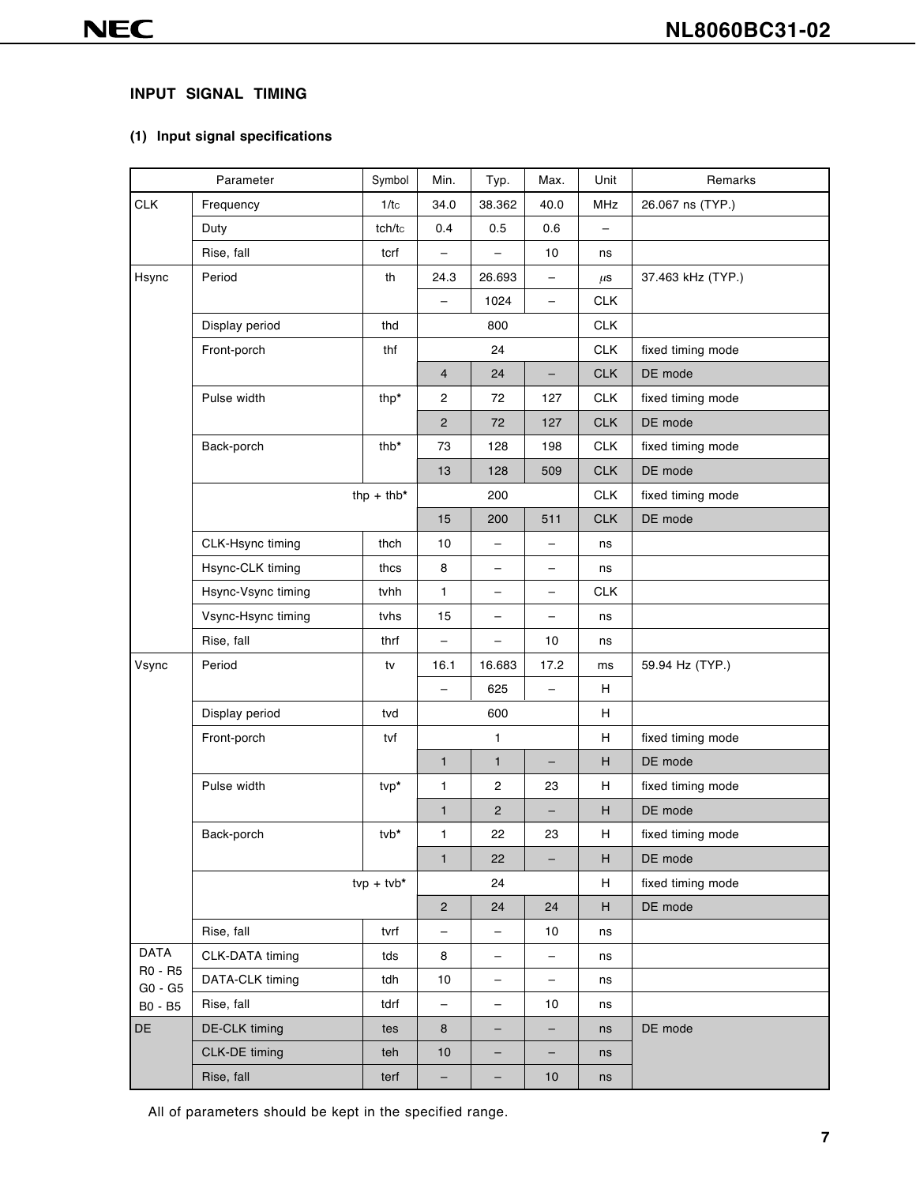## INPUT SIGNAL TIMING

### (1) Input signal specifications

| Parameter | | Symbol | Min. | Typ. | Max. | Unit | Remarks |
|---|---|---|---|---|---|---|---|
| CLK | Frequency | 1/tc | 34.0 | 38.362 | 40.0 | MHz | 26.067 ns (TYP.) |
| | Duty | tch/tc | 0.4 | 0.5 | 0.6 | – | |
| | Rise, fall | tcrf | – | – | 10 | ns | |
| Hsync | Period | th | 24.3 | 26.693 | – | μs | 37.463 kHz (TYP.) |
| | | | – | 1024 | – | CLK | |
| | Display period | thd | | 800 | | CLK | |
| | Front-porch | thf | | 24 | | CLK | fixed timing mode |
| | | | 4 | 24 | – | CLK | DE mode |
| | Pulse width | thp* | 2 | 72 | 127 | CLK | fixed timing mode |
| | | | 2 | 72 | 127 | CLK | DE mode |
| | Back-porch | thb* | 73 | 128 | 198 | CLK | fixed timing mode |
| | | | 13 | 128 | 509 | CLK | DE mode |
| | | thp + thb* | | 200 | | CLK | fixed timing mode |
| | | | 15 | 200 | 511 | CLK | DE mode |
| | CLK-Hsync timing | thch | 10 | – | – | ns | |
| | Hsync-CLK timing | thcs | 8 | – | – | ns | |
| | Hsync-Vsync timing | tvhh | 1 | – | – | CLK | |
| | Vsync-Hsync timing | tvhs | 15 | – | – | ns | |
| | Rise, fall | thrf | – | – | 10 | ns | |
| Vsync | Period | tv | 16.1 | 16.683 | 17.2 | ms | 59.94 Hz (TYP.) |
| | | | – | 625 | – | H | |
| | Display period | tvd | | 600 | | H | |
| | Front-porch | tvf | | 1 | | H | fixed timing mode |
| | | | 1 | 1 | – | H | DE mode |
| | Pulse width | tvp* | 1 | 2 | 23 | H | fixed timing mode |
| | | | 1 | 2 | – | H | DE mode |
| | Back-porch | tvb* | 1 | 22 | 23 | H | fixed timing mode |
| | | | 1 | 22 | – | H | DE mode |
| | | tvp + tvb* | | 24 | | H | fixed timing mode |
| | | | 2 | 24 | 24 | H | DE mode |
| | Rise, fall | tvrf | – | – | 10 | ns | |
| DATA R0 - R5 G0 - G5 B0 - B5 | CLK-DATA timing | tds | 8 | – | – | ns | |
| | DATA-CLK timing | tdh | 10 | – | – | ns | |
| | Rise, fall | tdrf | – | – | 10 | ns | |
| DE | DE-CLK timing | tes | 8 | – | – | ns | DE mode |
| | CLK-DE timing | teh | 10 | – | – | ns | |
| | Rise, fall | terf | – | – | 10 | ns | |

All of parameters should be kept in the specified range.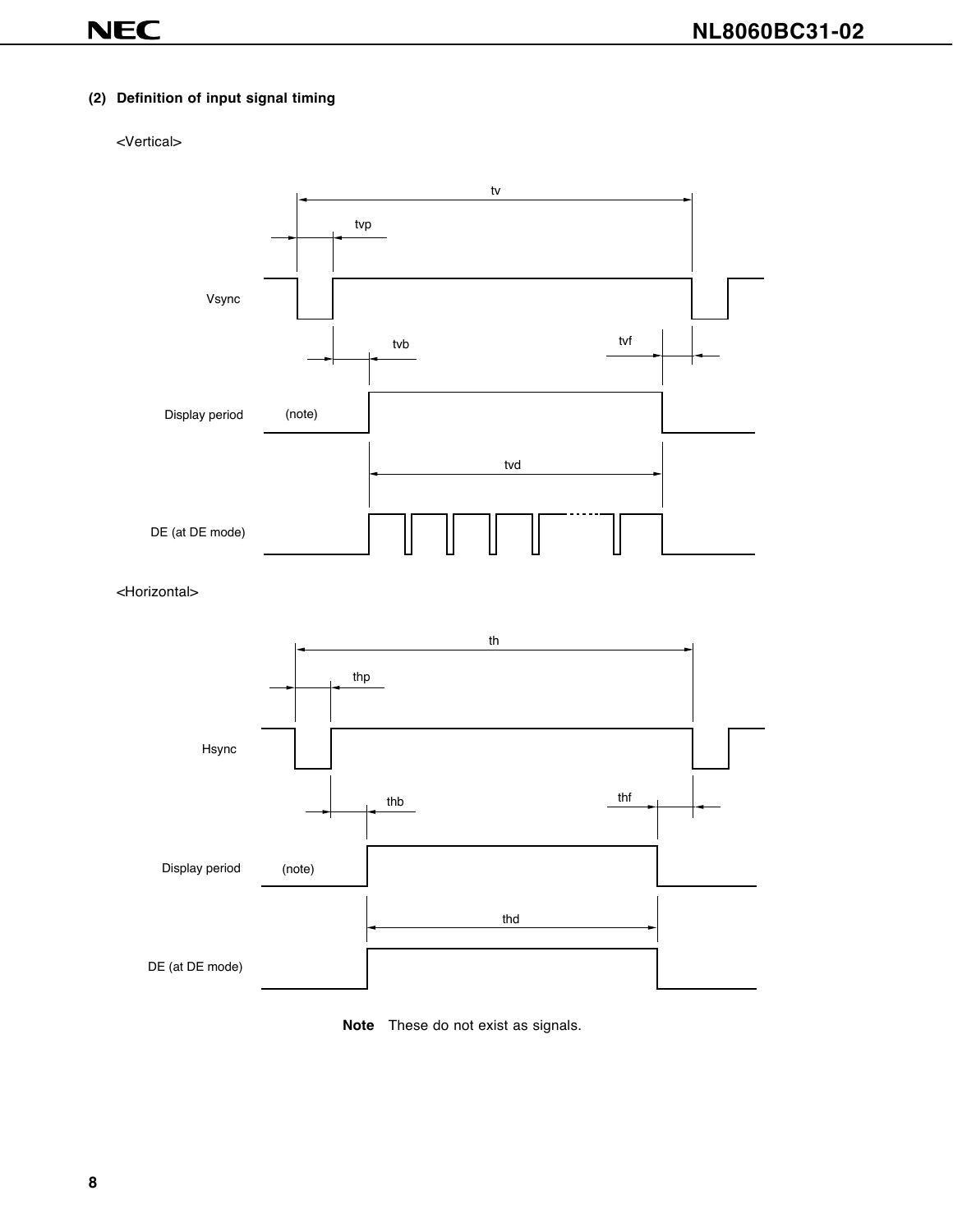### (2) Definition of input signal timing

<Vertical>

tv

tvp

Vsync

tvb

tvf

Display period (note)

tvd

DE (at DE mode)

<Horizontal>

th

thp

Hsync

thb

thf

Display period (note)

thd

DE (at DE mode)

**Note** These do not exist as signals.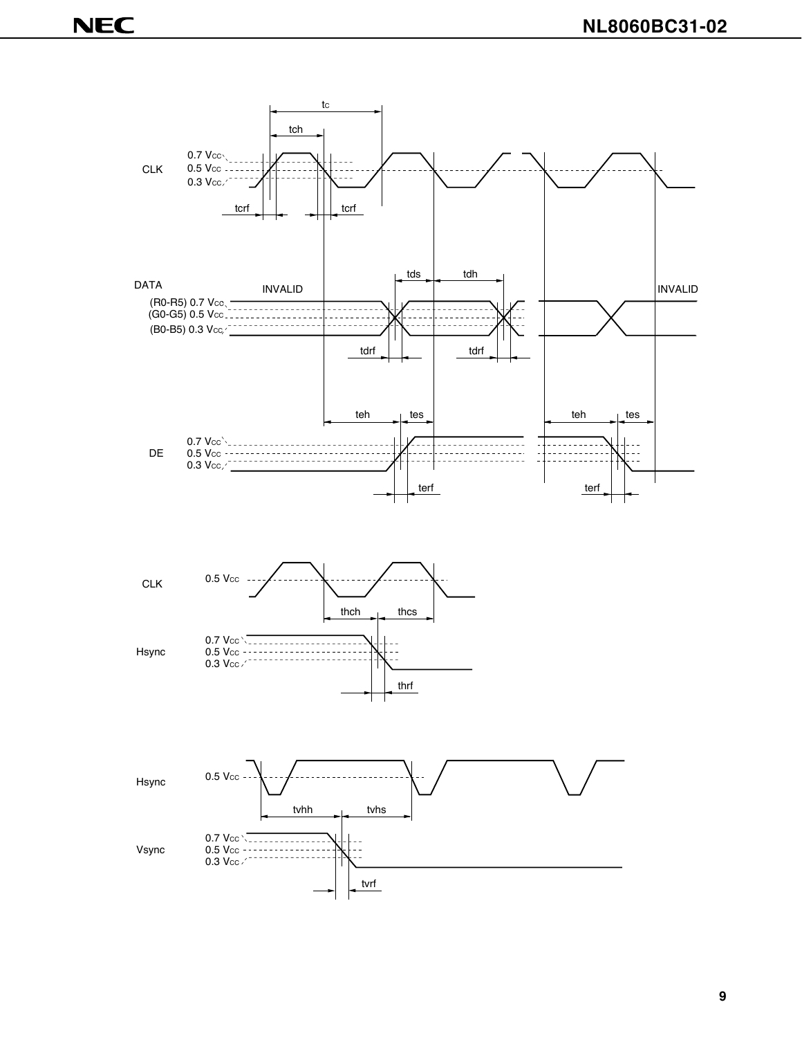CLK

0.7 VCC
0.5 VCC
0.3 VCC

tc
tch
tcrf
tcrf

DATA
(R0-R5) 0.7 VCC
(G0-G5) 0.5 VCC
(B0-B5) 0.3 VCC

INVALID
INVALID

tds
tdh
tdrf
tdrf

DE
0.7 VCC
0.5 VCC
0.3 VCC

teh
tes
teh
tes
terf
terf

CLK
0.5 VCC

thch
thcs

Hsync
0.7 VCC
0.5 VCC
0.3 VCC

thrf

Hsync
0.5 VCC

tvhh
tvhs

Vsync
0.7 VCC
0.5 VCC
0.3 VCC

tvrf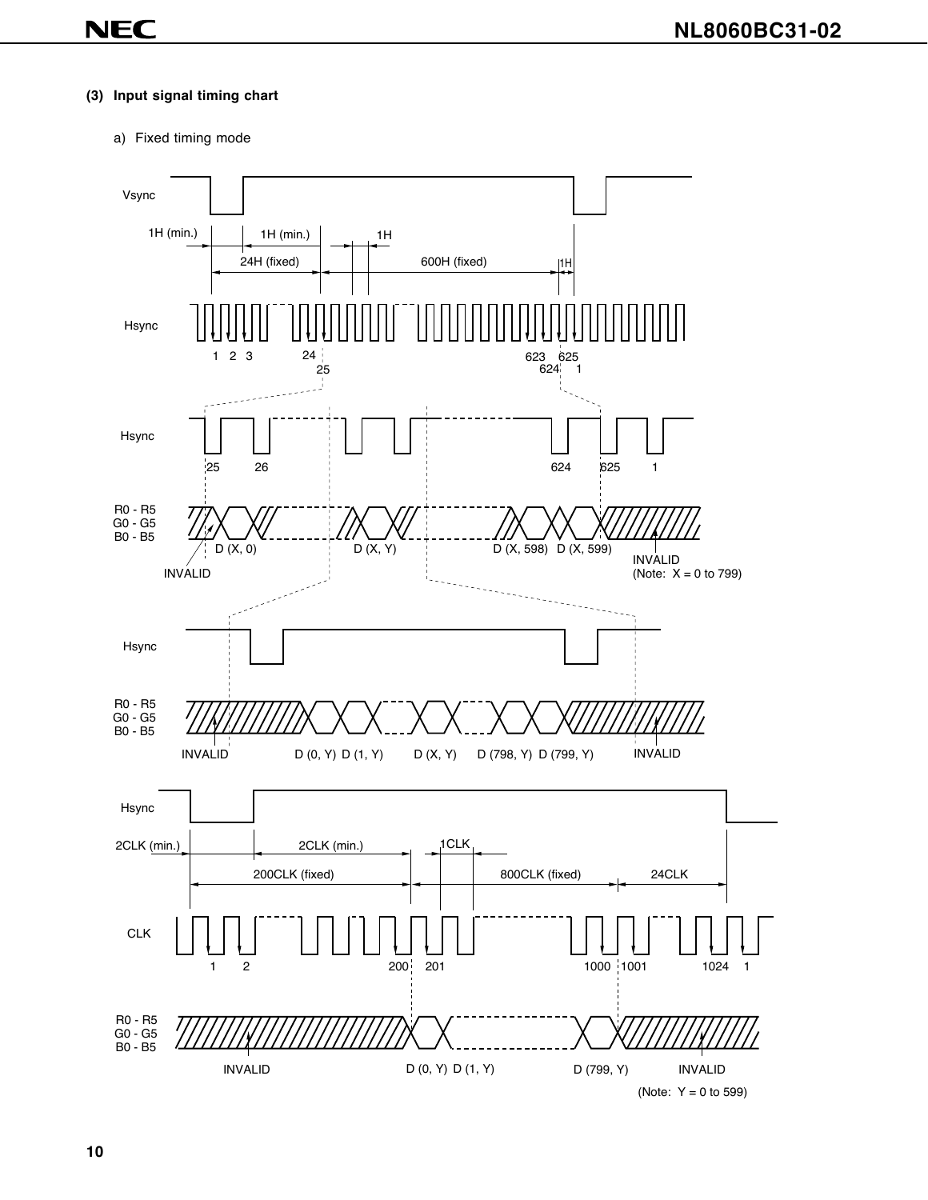### (3) Input signal timing chart

a) Fixed timing mode

Vsync

1H (min.) 1H (min.) 1H

24H (fixed) 600H (fixed) 1H

Hsync

1 2 3 24 25 623 624 625 1

Hsync

25 26 624 625 1

R0 - R5
G0 - G5
B0 - B5

D (X, 0) D (X, Y) D (X, 598) D (X, 599)

INVALID INVALID (Note: X = 0 to 799)

Hsync

R0 - R5
G0 - G5
B0 - B5

INVALID D (0, Y) D (1, Y) D (X, Y) D (798, Y) D (799, Y) INVALID

Hsync

2CLK (min.) 2CLK (min.) 1CLK

200CLK (fixed) 800CLK (fixed) 24CLK

CLK

1 2 200 201 1000 1001 1024 1

R0 - R5
G0 - G5
B0 - B5

INVALID D (0, Y) D (1, Y) D (799, Y) INVALID

(Note: Y = 0 to 599)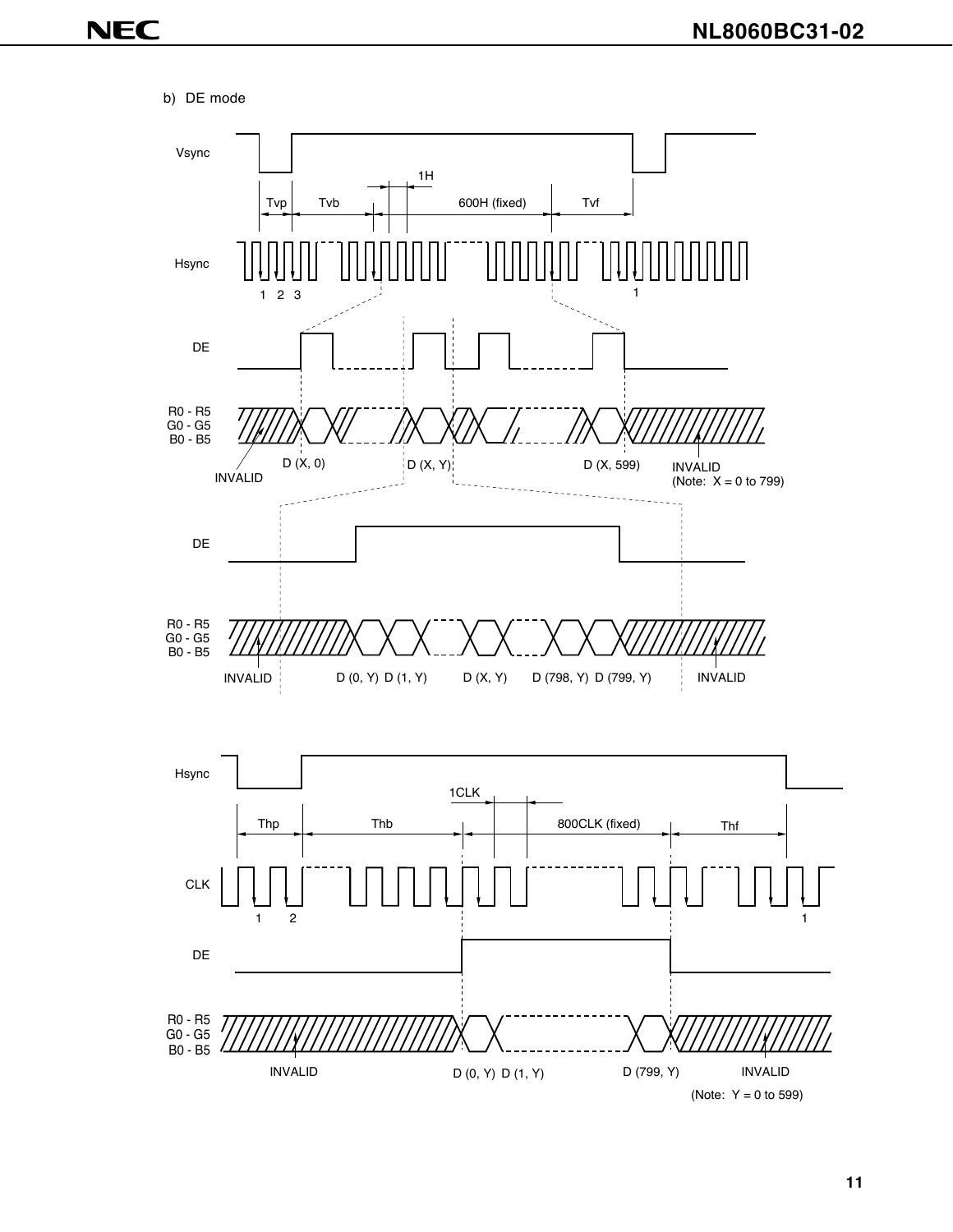b) DE mode

Vsync

Tvp Tvb 1H 600H (fixed) Tvf

Hsync

1 2 3 1

DE

R0 - R5
G0 - G5
B0 - B5

INVALID D (X, 0) D (X, Y) D (X, 599) INVALID
(Note: X = 0 to 799)

DE

R0 - R5
G0 - G5
B0 - B5

INVALID D (0, Y) D (1, Y) D (X, Y) D (798, Y) D (799, Y) INVALID

Hsync

Thp Thb 1CLK 800CLK (fixed) Thf

CLK

1 2 1

DE

R0 - R5
G0 - G5
B0 - B5

INVALID D (0, Y) D (1, Y) D (799, Y) INVALID

(Note: Y = 0 to 599)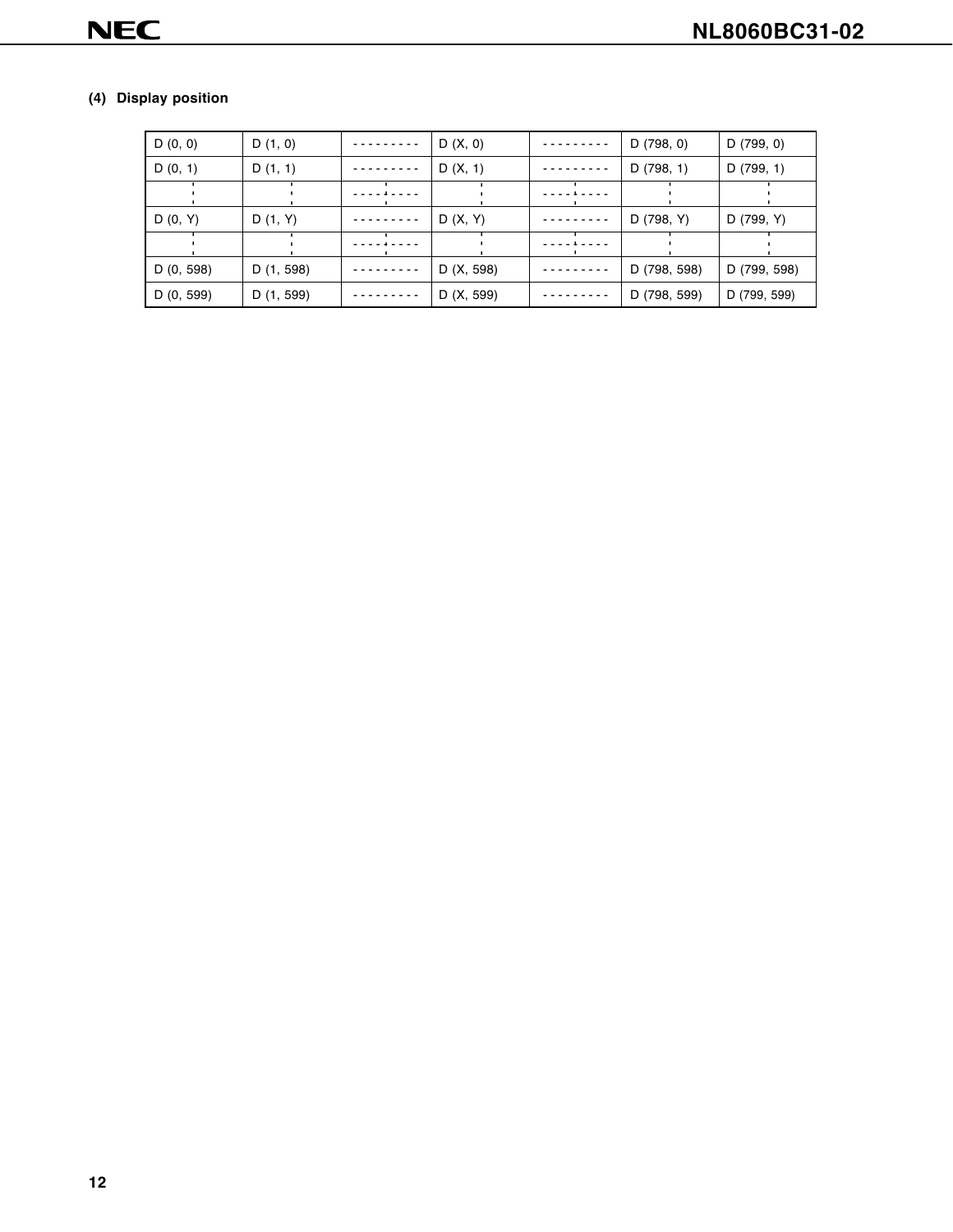(4) Display position

| D (0, 0) | D (1, 0) | --------- | D (X, 0) | --------- | D (798, 0) | D (799, 0) |
|---|---|---|---|---|---|---|
| D (0, 1) | D (1, 1) | --------- | D (X, 1) | --------- | D (798, 1) | D (799, 1) |
| ⋮ | ⋮ | ⋯⋮⋯ | ⋮ | ⋯⋮⋯ | ⋮ | ⋮ |
| D (0, Y) | D (1, Y) | --------- | D (X, Y) | --------- | D (798, Y) | D (799, Y) |
| ⋮ | ⋮ | ⋯⋮⋯ | ⋮ | ⋯⋮⋯ | ⋮ | ⋮ |
| D (0, 598) | D (1, 598) | --------- | D (X, 598) | --------- | D (798, 598) | D (799, 598) |
| D (0, 599) | D (1, 599) | --------- | D (X, 599) | --------- | D (798, 599) | D (799, 599) |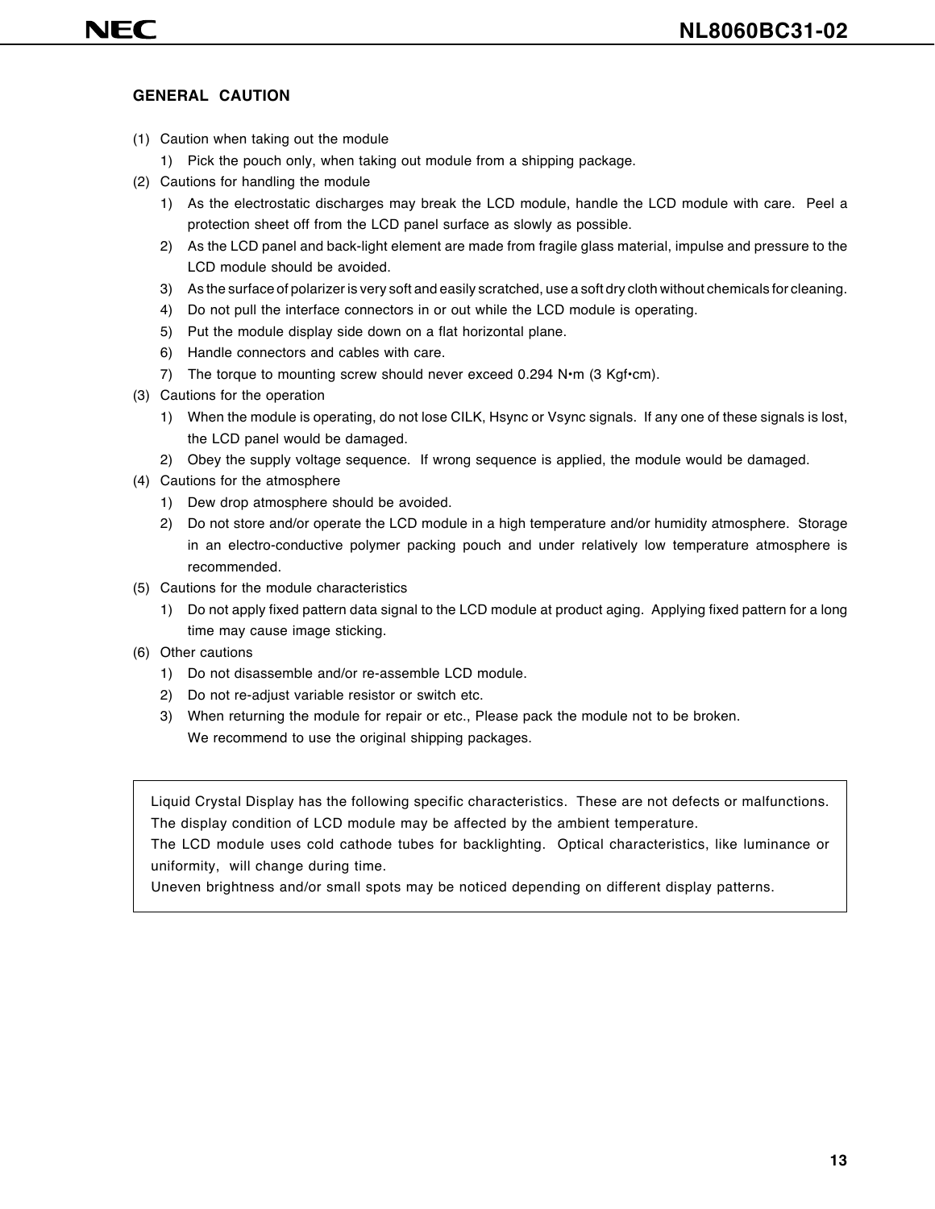## GENERAL CAUTION

(1) Caution when taking out the module

1) Pick the pouch only, when taking out module from a shipping package.

(2) Cautions for handling the module

1) As the electrostatic discharges may break the LCD module, handle the LCD module with care. Peel a protection sheet off from the LCD panel surface as slowly as possible.
2) As the LCD panel and back-light element are made from fragile glass material, impulse and pressure to the LCD module should be avoided.
3) As the surface of polarizer is very soft and easily scratched, use a soft dry cloth without chemicals for cleaning.
4) Do not pull the interface connectors in or out while the LCD module is operating.
5) Put the module display side down on a flat horizontal plane.
6) Handle connectors and cables with care.
7) The torque to mounting screw should never exceed 0.294 N•m (3 Kgf•cm).

(3) Cautions for the operation

1) When the module is operating, do not lose CILK, Hsync or Vsync signals. If any one of these signals is lost, the LCD panel would be damaged.
2) Obey the supply voltage sequence. If wrong sequence is applied, the module would be damaged.

(4) Cautions for the atmosphere

1) Dew drop atmosphere should be avoided.
2) Do not store and/or operate the LCD module in a high temperature and/or humidity atmosphere. Storage in an electro-conductive polymer packing pouch and under relatively low temperature atmosphere is recommended.

(5) Cautions for the module characteristics

1) Do not apply fixed pattern data signal to the LCD module at product aging. Applying fixed pattern for a long time may cause image sticking.

(6) Other cautions

1) Do not disassemble and/or re-assemble LCD module.
2) Do not re-adjust variable resistor or switch etc.
3) When returning the module for repair or etc., Please pack the module not to be broken.
   We recommend to use the original shipping packages.

Liquid Crystal Display has the following specific characteristics. These are not defects or malfunctions.
The display condition of LCD module may be affected by the ambient temperature.
The LCD module uses cold cathode tubes for backlighting. Optical characteristics, like luminance or uniformity, will change during time.
Uneven brightness and/or small spots may be noticed depending on different display patterns.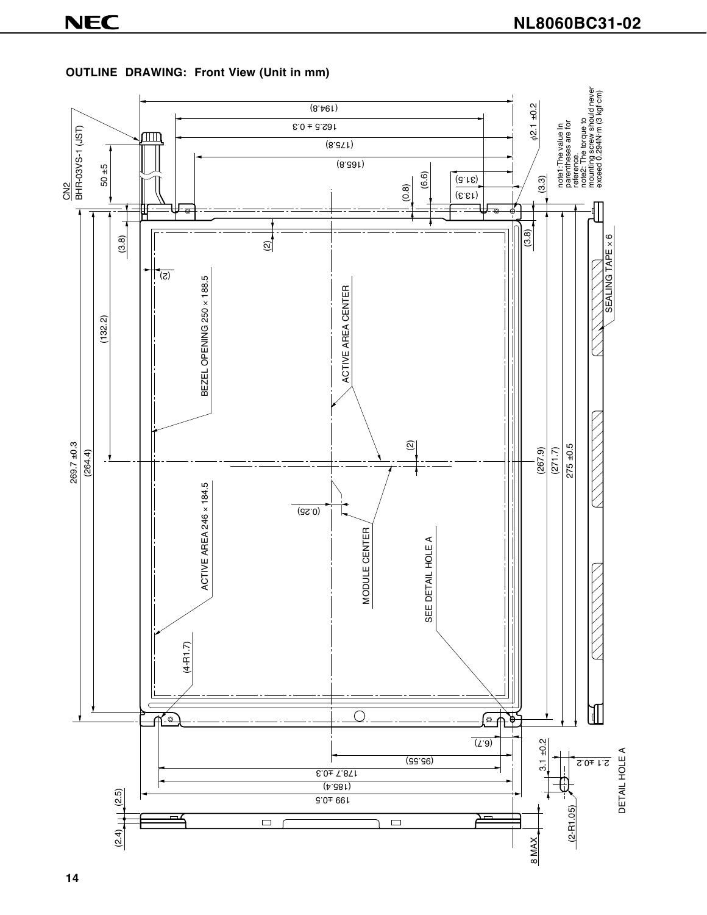## OUTLINE DRAWING: Front View (Unit in mm)

CN2
BHR-03VS-1 (JST)

50 ±5

(194.8)

162.5 ± 0.3

(175.8)

(165.8)

(0.8)

(6.6)

(31.5)

(13.3)

φ2.1 ±0.2

(3.3)

note1: The value in parentheses are for reference.
note2: The torque to mounting screw should never exceed 0.294N·m (3 kgf·cm)

(3.8)

(2)

(2)

(3.8)

BEZEL OPENING 250 × 188.5

ACTIVE AREA CENTER

(132.2)

269.7 ±0.3

(264.4)

(2)

(267.9)

(271.7)

275 ±0.5

SEALING TAPE × 6

(0.25)

ACTIVE AREA 246 × 184.5

MODULE CENTER

SEE DETAIL HOLE A

(4-R1.7)

(6.7)

(95.55)

178.7 ±0.3

(185.4)

199 ±0.5

3.1 ±0.2

2.1 ±0.2

(2-R1.05)

DETAIL HOLE A

(2.5)

(2.4)

8 MAX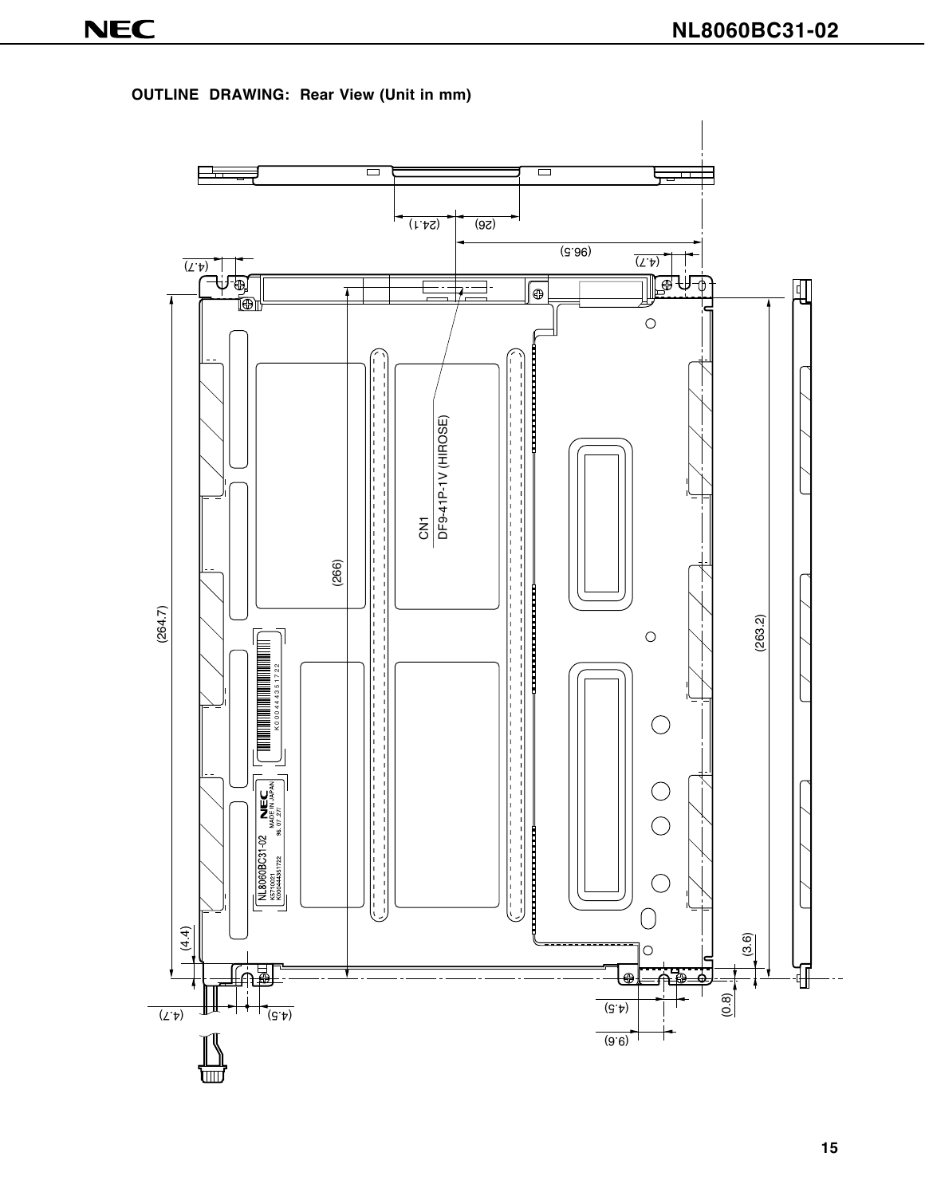## OUTLINE DRAWING: Rear View (Unit in mm)

(24.1) (26)

(96.5)

(4.7) (4.7)

CN1
DF9-41P-1V (HIROSE)

(266)

(264.7)

(263.2)

NL8060BC31-02
MADE IN JAPAN

(4.4)

(3.6)

(4.7) (4.5)

(4.5)

(0.8)

(9.6)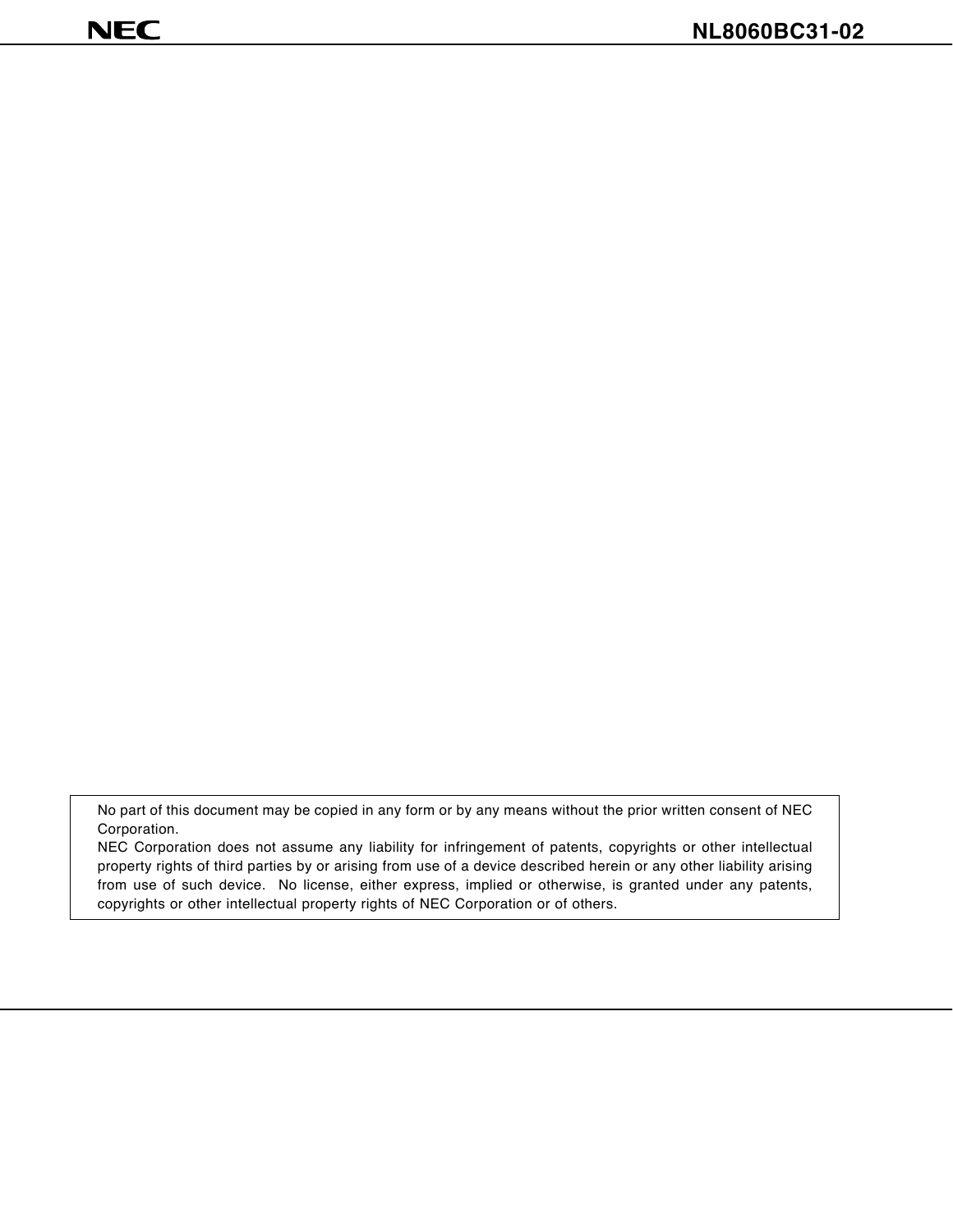No part of this document may be copied in any form or by any means without the prior written consent of NEC Corporation.
NEC Corporation does not assume any liability for infringement of patents, copyrights or other intellectual property rights of third parties by or arising from use of a device described herein or any other liability arising from use of such device. No license, either express, implied or otherwise, is granted under any patents, copyrights or other intellectual property rights of NEC Corporation or of others.